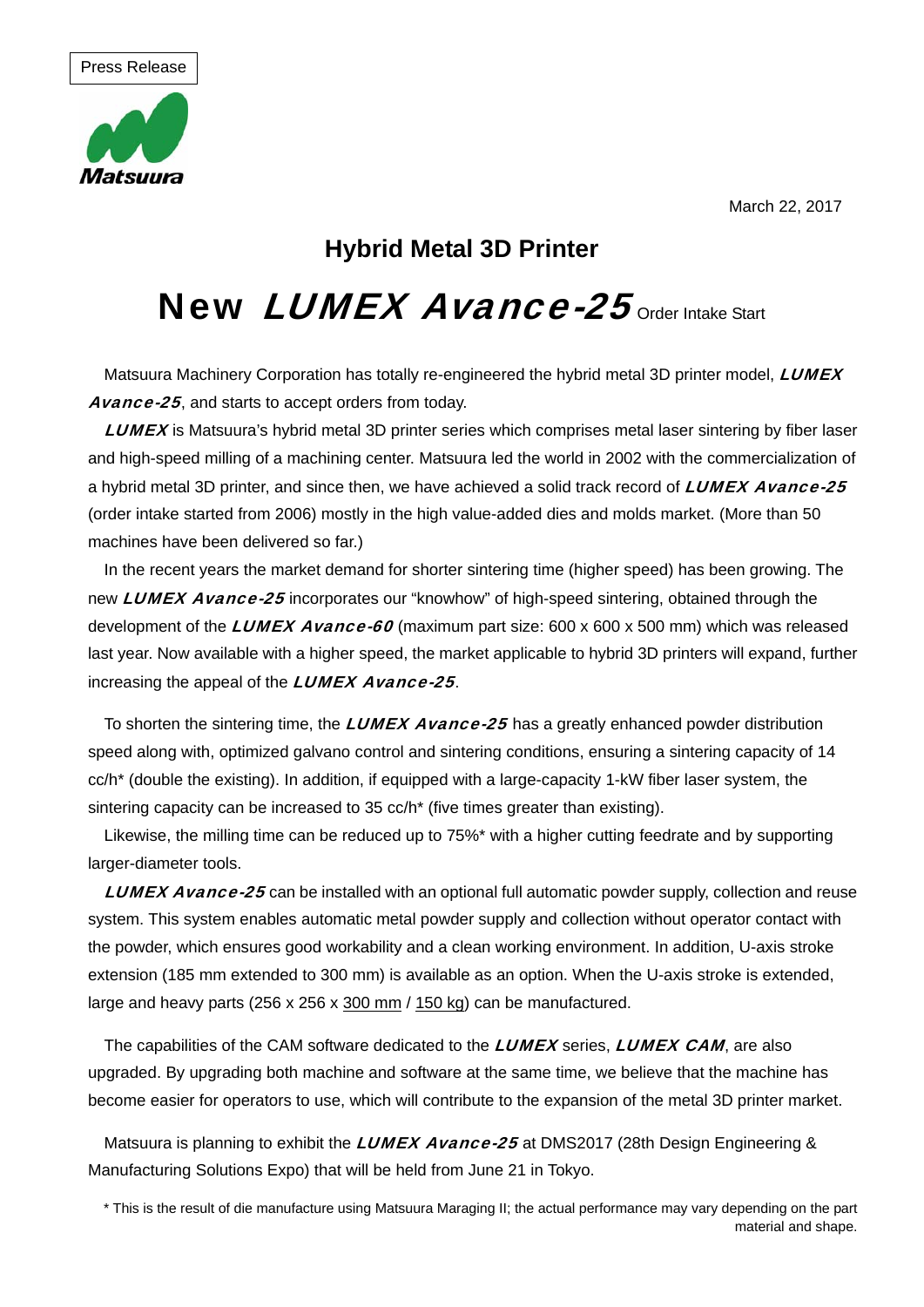Press Release

Matsuura

March 22, 2017

## Hybrid Metal 3D Printer

# New *LUMEX Avance-25* Order Intake Start

Matsuura Machinery Corporation has totally re-engineered the hybrid metal 3D printer model, ***LUMEX Avance-25***, and starts to accept orders from today.

***LUMEX*** is Matsuura's hybrid metal 3D printer series which comprises metal laser sintering by fiber laser and high-speed milling of a machining center. Matsuura led the world in 2002 with the commercialization of a hybrid metal 3D printer, and since then, we have achieved a solid track record of ***LUMEX Avance-25*** (order intake started from 2006) mostly in the high value-added dies and molds market. (More than 50 machines have been delivered so far.)

In the recent years the market demand for shorter sintering time (higher speed) has been growing. The new ***LUMEX Avance-25*** incorporates our "knowhow" of high-speed sintering, obtained through the development of the ***LUMEX Avance-60*** (maximum part size: 600 x 600 x 500 mm) which was released last year. Now available with a higher speed, the market applicable to hybrid 3D printers will expand, further increasing the appeal of the ***LUMEX Avance-25***.

To shorten the sintering time, the ***LUMEX Avance-25*** has a greatly enhanced powder distribution speed along with, optimized galvano control and sintering conditions, ensuring a sintering capacity of 14 cc/h* (double the existing). In addition, if equipped with a large-capacity 1-kW fiber laser system, the sintering capacity can be increased to 35 cc/h* (five times greater than existing).

Likewise, the milling time can be reduced up to 75%* with a higher cutting feedrate and by supporting larger-diameter tools.

***LUMEX Avance-25*** can be installed with an optional full automatic powder supply, collection and reuse system. This system enables automatic metal powder supply and collection without operator contact with the powder, which ensures good workability and a clean working environment. In addition, U-axis stroke extension (185 mm extended to 300 mm) is available as an option. When the U-axis stroke is extended, large and heavy parts (256 x 256 x 300 mm / 150 kg) can be manufactured.

The capabilities of the CAM software dedicated to the ***LUMEX*** series, ***LUMEX CAM***, are also upgraded. By upgrading both machine and software at the same time, we believe that the machine has become easier for operators to use, which will contribute to the expansion of the metal 3D printer market.

Matsuura is planning to exhibit the ***LUMEX Avance-25*** at DMS2017 (28th Design Engineering & Manufacturing Solutions Expo) that will be held from June 21 in Tokyo.

\* This is the result of die manufacture using Matsuura Maraging II; the actual performance may vary depending on the part material and shape.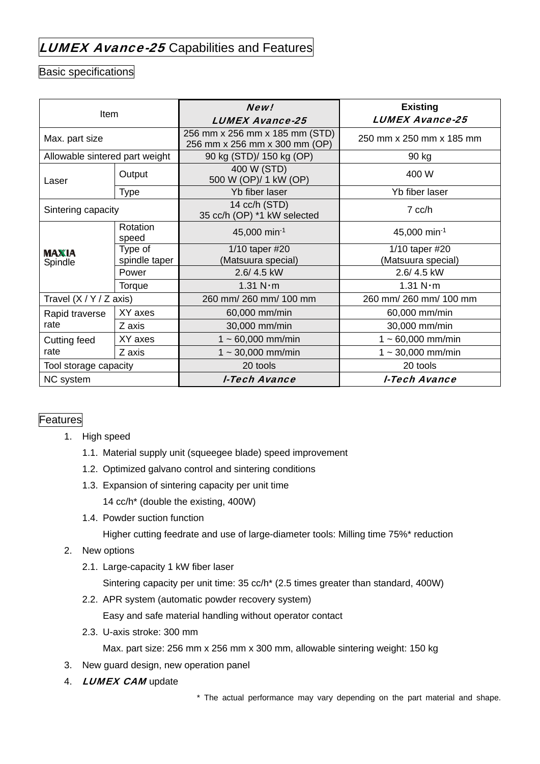# ***LUMEX Avance-25*** Capabilities and Features

## Basic specifications

| Item | | ***New! LUMEX Avance-25*** | **Existing** ***LUMEX Avance-25*** |
|---|---|---|---|
| Max. part size | | 256 mm x 256 mm x 185 mm (STD)<br>256 mm x 256 mm x 300 mm (OP) | 250 mm x 250 mm x 185 mm |
| Allowable sintered part weight | | 90 kg (STD)/ 150 kg (OP) | 90 kg |
| Laser | Output | 400 W (STD)<br>500 W (OP)/ 1 kW (OP) | 400 W |
| | Type | Yb fiber laser | Yb fiber laser |
| Sintering capacity | | 14 cc/h (STD)<br>35 cc/h (OP) *1 kW selected | 7 cc/h |
| MAXIA Spindle | Rotation speed | 45,000 min$^{-1}$ | 45,000 min$^{-1}$ |
| | Type of spindle taper | 1/10 taper #20<br>(Matsuura special) | 1/10 taper #20<br>(Matsuura special) |
| | Power | 2.6/ 4.5 kW | 2.6/ 4.5 kW |
| | Torque | 1.31 N・m | 1.31 N・m |
| Travel (X / Y / Z axis) | | 260 mm/ 260 mm/ 100 mm | 260 mm/ 260 mm/ 100 mm |
| Rapid traverse rate | XY axes | 60,000 mm/min | 60,000 mm/min |
| | Z axis | 30,000 mm/min | 30,000 mm/min |
| Cutting feed rate | XY axes | 1 ~ 60,000 mm/min | 1 ~ 60,000 mm/min |
| | Z axis | 1 ~ 30,000 mm/min | 1 ~ 30,000 mm/min |
| Tool storage capacity | | 20 tools | 20 tools |
| NC system | | ***I-Tech Avance*** | ***I-Tech Avance*** |

## Features

1. High speed
   1.1. Material supply unit (squeegee blade) speed improvement
   1.2. Optimized galvano control and sintering conditions
   1.3. Expansion of sintering capacity per unit time
        14 cc/h* (double the existing, 400W)
   1.4. Powder suction function
        Higher cutting feedrate and use of large-diameter tools: Milling time 75%* reduction
2. New options
   2.1. Large-capacity 1 kW fiber laser
        Sintering capacity per unit time: 35 cc/h* (2.5 times greater than standard, 400W)
   2.2. APR system (automatic powder recovery system)
        Easy and safe material handling without operator contact
   2.3. U-axis stroke: 300 mm
        Max. part size: 256 mm x 256 mm x 300 mm, allowable sintering weight: 150 kg
3. New guard design, new operation panel
4. ***LUMEX CAM*** update

\* The actual performance may vary depending on the part material and shape.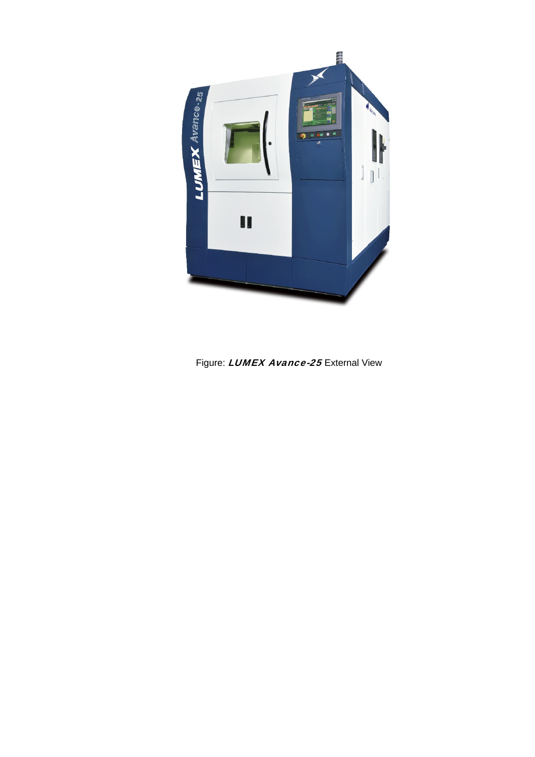Figure: ***LUMEX Avance-25*** External View